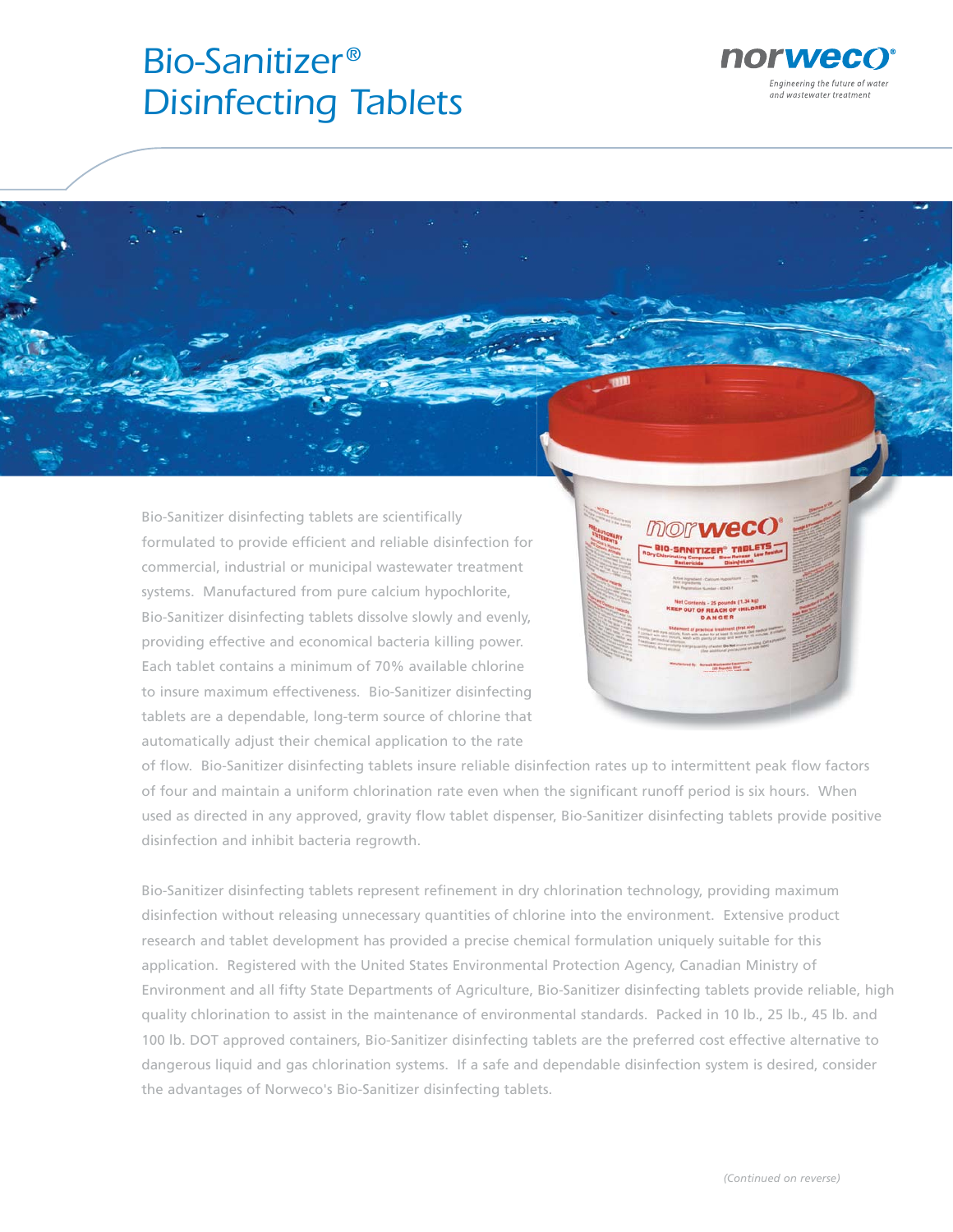# Bio-Sanitizer® Disinfecting Tablets

**norweco®**

*Engineering the future of water and wastewater treatment*

Bio-Sanitizer disinfecting tablets are scientifically formulated to provide efficient and reliable disinfection for commercial, industrial or municipal wastewater treatment systems. Manufactured from pure calcium hypochlorite, Bio-Sanitizer disinfecting tablets dissolve slowly and evenly, providing effective and economical bacteria killing power. Each tablet contains a minimum of 70% available chlorine to insure maximum effectiveness. Bio-Sanitizer disinfecting tablets are a dependable, long-term source of chlorine that automatically adjust their chemical application to the rate of flow. Bio-Sanitizer disinfecting tablets insure reliable disinfection rates up to intermittent peak flow factors of four and maintain a uniform chlorination rate even when the significant runoff period is six hours. When used as directed in any approved, gravity flow tablet dispenser, Bio-Sanitizer disinfecting tablets provide positive disinfection and inhibit bacteria regrowth.

Bio-Sanitizer disinfecting tablets represent refinement in dry chlorination technology, providing maximum disinfection without releasing unnecessary quantities of chlorine into the environment. Extensive product research and tablet development has provided a precise chemical formulation uniquely suitable for this application. Registered with the United States Environmental Protection Agency, Canadian Ministry of Environment and all fifty State Departments of Agriculture, Bio-Sanitizer disinfecting tablets provide reliable, high quality chlorination to assist in the maintenance of environmental standards. Packed in 10 lb., 25 lb., 45 lb. and 100 lb. DOT approved containers, Bio-Sanitizer disinfecting tablets are the preferred cost effective alternative to dangerous liquid and gas chlorination systems. If a safe and dependable disinfection system is desired, consider the advantages of Norweco's Bio-Sanitizer disinfecting tablets.

*(Continued on reverse)*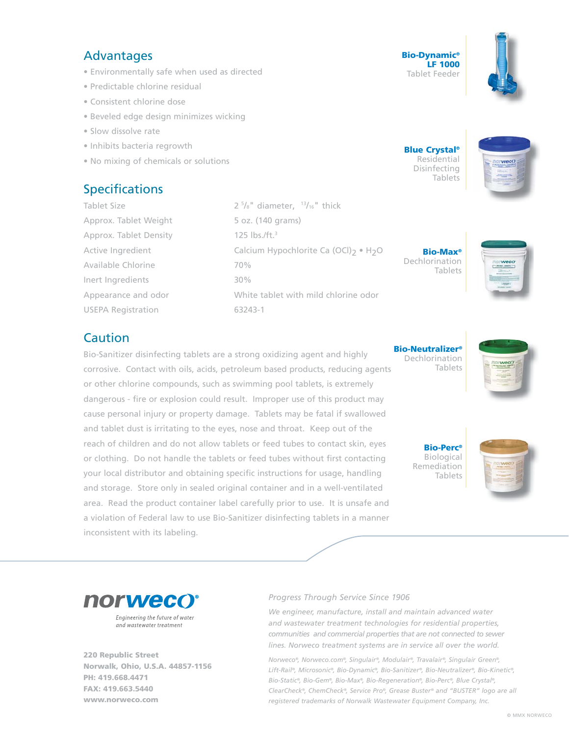## Advantages

- Environmentally safe when used as directed
- Predictable chlorine residual
- Consistent chlorine dose
- Beveled edge design minimizes wicking
- Slow dissolve rate
- Inhibits bacteria regrowth
- No mixing of chemicals or solutions

## Specifications

| | |
|---|---|
| Tablet Size | 2 5/8" diameter, 13/16" thick |
| Approx. Tablet Weight | 5 oz. (140 grams) |
| Approx. Tablet Density | 125 lbs./ft.$^3$ |
| Active Ingredient | Calcium Hypochlorite $Ca(OCl)_2 \bullet H_2O$ |
| Available Chlorine | 70% |
| Inert Ingredients | 30% |
| Appearance and odor | White tablet with mild chlorine odor |
| USEPA Registration | 63243-1 |

## Caution

Bio-Sanitizer disinfecting tablets are a strong oxidizing agent and highly corrosive. Contact with oils, acids, petroleum based products, reducing agents or other chlorine compounds, such as swimming pool tablets, is extremely dangerous - fire or explosion could result. Improper use of this product may cause personal injury or property damage. Tablets may be fatal if swallowed and tablet dust is irritating to the eyes, nose and throat. Keep out of the reach of children and do not allow tablets or feed tubes to contact skin, eyes or clothing. Do not handle the tablets or feed tubes without first contacting your local distributor and obtaining specific instructions for usage, handling and storage. Store only in sealed original container and in a well-ventilated area. Read the product container label carefully prior to use. It is unsafe and a violation of Federal law to use Bio-Sanitizer disinfecting tablets in a manner inconsistent with its labeling.

**Bio-Dynamic® LF 1000**
Tablet Feeder

**Blue Crystal®**
Residential Disinfecting Tablets

**Bio-Max®**
Dechlorination Tablets

**Bio-Neutralizer®**
Dechlorination Tablets

**Bio-Perc®**
Biological Remediation Tablets

**norweco®**

*Engineering the future of water and wastewater treatment*

**220 Republic Street**
**Norwalk, Ohio, U.S.A. 44857-1156**
**PH: 419.668.4471**
**FAX: 419.663.5440**
**www.norweco.com**

*Progress Through Service Since 1906*

*We engineer, manufacture, install and maintain advanced water and wastewater treatment technologies for residential properties, communities and commercial properties that are not connected to sewer lines. Norweco treatment systems are in service all over the world.*

*Norweco®, Norweco.com®, Singulair®, Modulair®, Travalair®, Singulair Green®, Lift-Rail®, Microsonic®, Bio-Dynamic®, Bio-Sanitizer®, Bio-Neutralizer®, Bio-Kinetic®, Bio-Static®, Bio-Gem®, Bio-Max®, Bio-Regeneration®, Bio-Perc®, Blue Crystal®, ClearCheck®, ChemCheck®, Service Pro®, Grease Buster® and "BUSTER" logo are all registered trademarks of Norwalk Wastewater Equipment Company, Inc.*

© MMX NORWECO